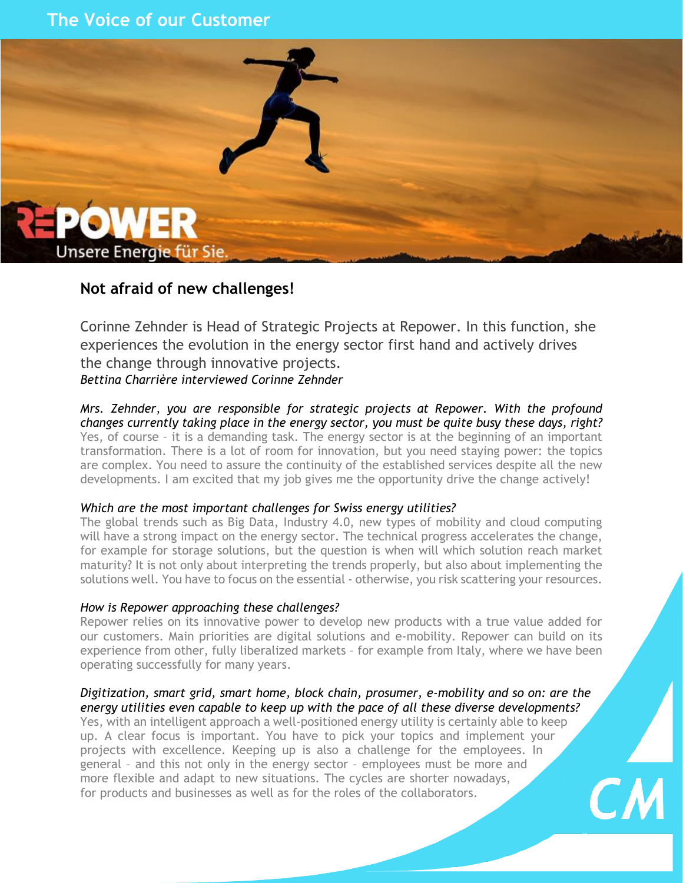# The Voice of our Customer

## Not afraid of new challenges!

Corinne Zehnder is Head of Strategic Projects at Repower. In this function, she experiences the evolution in the energy sector first hand and actively drives the change through innovative projects.

*Bettina Charrière interviewed Corinne Zehnder*

*Mrs. Zehnder, you are responsible for strategic projects at Repower. With the profound changes currently taking place in the energy sector, you must be quite busy these days, right?*
Yes, of course – it is a demanding task. The energy sector is at the beginning of an important transformation. There is a lot of room for innovation, but you need staying power: the topics are complex. You need to assure the continuity of the established services despite all the new developments. I am excited that my job gives me the opportunity drive the change actively!

*Which are the most important challenges for Swiss energy utilities?*
The global trends such as Big Data, Industry 4.0, new types of mobility and cloud computing will have a strong impact on the energy sector. The technical progress accelerates the change, for example for storage solutions, but the question is when will which solution reach market maturity? It is not only about interpreting the trends properly, but also about implementing the solutions well. You have to focus on the essential - otherwise, you risk scattering your resources.

*How is Repower approaching these challenges?*
Repower relies on its innovative power to develop new products with a true value added for our customers. Main priorities are digital solutions and e-mobility. Repower can build on its experience from other, fully liberalized markets – for example from Italy, where we have been operating successfully for many years.

*Digitization, smart grid, smart home, block chain, prosumer, e-mobility and so on: are the energy utilities even capable to keep up with the pace of all these diverse developments?*
Yes, with an intelligent approach a well-positioned energy utility is certainly able to keep up. A clear focus is important. You have to pick your topics and implement your projects with excellence. Keeping up is also a challenge for the employees. In general – and this not only in the energy sector – employees must be more and more flexible and adapt to new situations. The cycles are shorter nowadays, for products and businesses as well as for the roles of the collaborators.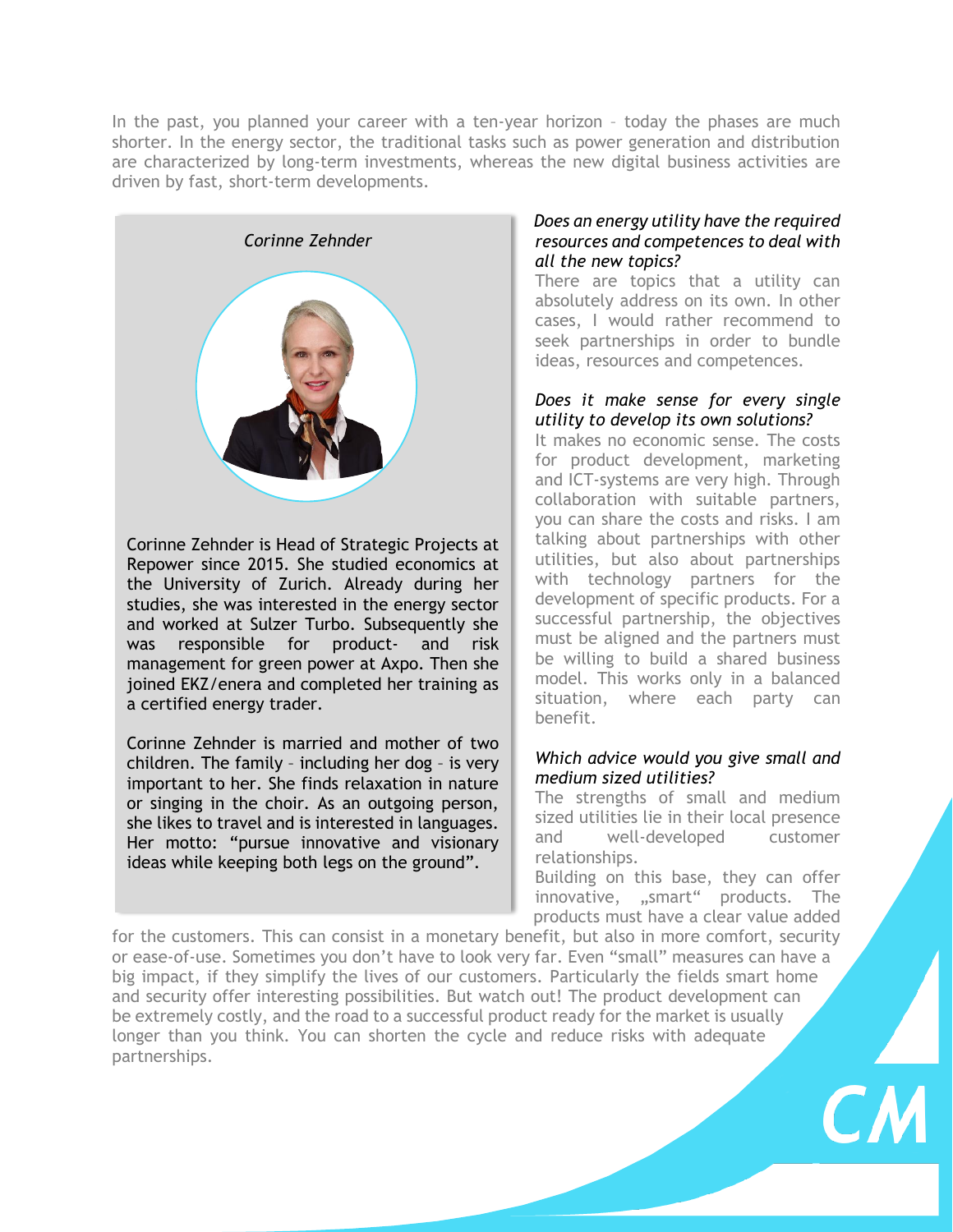In the past, you planned your career with a ten-year horizon – today the phases are much shorter. In the energy sector, the traditional tasks such as power generation and distribution are characterized by long-term investments, whereas the new digital business activities are driven by fast, short-term developments.

*Corinne Zehnder*

Corinne Zehnder is Head of Strategic Projects at Repower since 2015. She studied economics at the University of Zurich. Already during her studies, she was interested in the energy sector and worked at Sulzer Turbo. Subsequently she was responsible for product- and risk management for green power at Axpo. Then she joined EKZ/enera and completed her training as a certified energy trader.

Corinne Zehnder is married and mother of two children. The family – including her dog – is very important to her. She finds relaxation in nature or singing in the choir. As an outgoing person, she likes to travel and is interested in languages. Her motto: "pursue innovative and visionary ideas while keeping both legs on the ground".

*Does an energy utility have the required resources and competences to deal with all the new topics?*

There are topics that a utility can absolutely address on its own. In other cases, I would rather recommend to seek partnerships in order to bundle ideas, resources and competences.

*Does it make sense for every single utility to develop its own solutions?*

It makes no economic sense. The costs for product development, marketing and ICT-systems are very high. Through collaboration with suitable partners, you can share the costs and risks. I am talking about partnerships with other utilities, but also about partnerships with technology partners for the development of specific products. For a successful partnership, the objectives must be aligned and the partners must be willing to build a shared business model. This works only in a balanced situation, where each party can benefit.

*Which advice would you give small and medium sized utilities?*

The strengths of small and medium sized utilities lie in their local presence and well-developed customer relationships.

Building on this base, they can offer innovative, „smart" products. The products must have a clear value added for the customers. This can consist in a monetary benefit, but also in more comfort, security or ease-of-use. Sometimes you don't have to look very far. Even "small" measures can have a big impact, if they simplify the lives of our customers. Particularly the fields smart home and security offer interesting possibilities. But watch out! The product development can be extremely costly, and the road to a successful product ready for the market is usually longer than you think. You can shorten the cycle and reduce risks with adequate partnerships.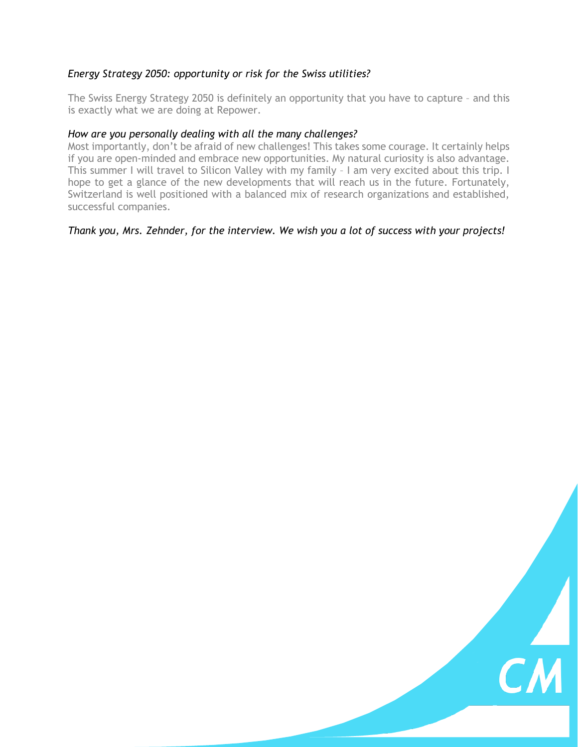*Energy Strategy 2050: opportunity or risk for the Swiss utilities?*

The Swiss Energy Strategy 2050 is definitely an opportunity that you have to capture – and this is exactly what we are doing at Repower.

*How are you personally dealing with all the many challenges?*

Most importantly, don't be afraid of new challenges! This takes some courage. It certainly helps if you are open-minded and embrace new opportunities. My natural curiosity is also advantage. This summer I will travel to Silicon Valley with my family – I am very excited about this trip. I hope to get a glance of the new developments that will reach us in the future. Fortunately, Switzerland is well positioned with a balanced mix of research organizations and established, successful companies.

*Thank you, Mrs. Zehnder, for the interview. We wish you a lot of success with your projects!*